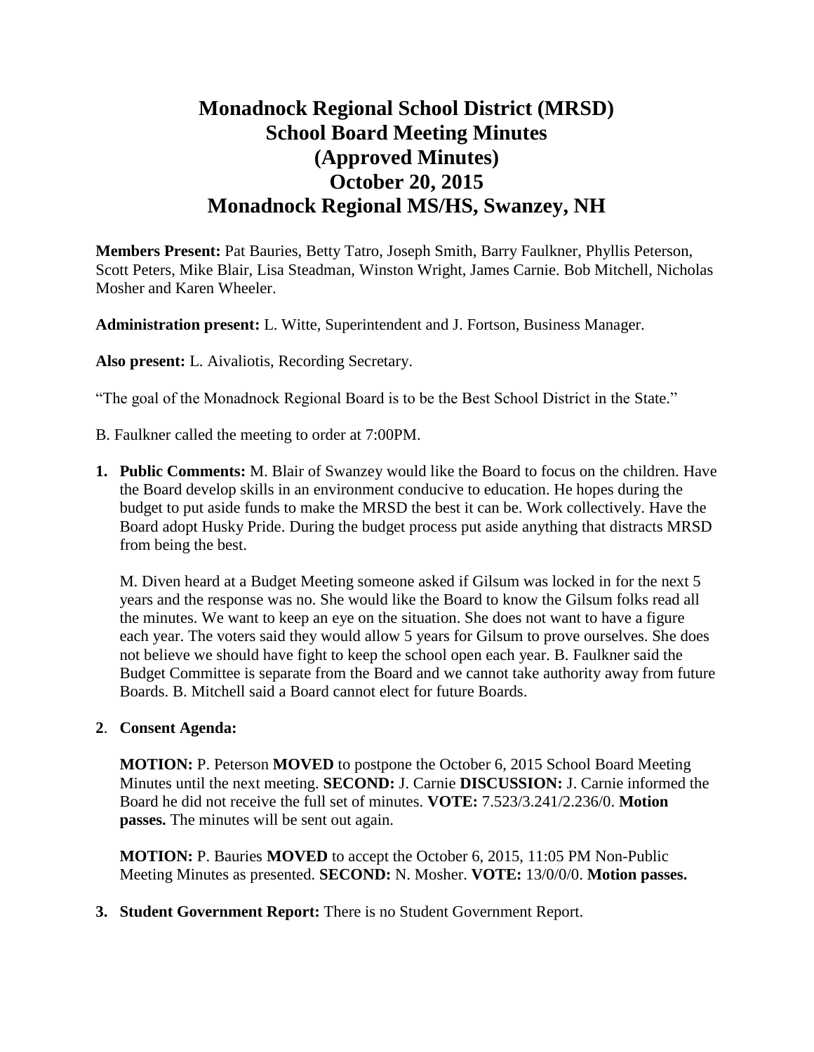# Monadnock Regional School District (MRSD)
# School Board Meeting Minutes
# (Approved Minutes)
# October 20, 2015
# Monadnock Regional MS/HS, Swanzey, NH

**Members Present:** Pat Bauries, Betty Tatro, Joseph Smith, Barry Faulkner, Phyllis Peterson, Scott Peters, Mike Blair, Lisa Steadman, Winston Wright, James Carnie. Bob Mitchell, Nicholas Mosher and Karen Wheeler.

**Administration present:** L. Witte, Superintendent and J. Fortson, Business Manager.

**Also present:** L. Aivaliotis, Recording Secretary.

"The goal of the Monadnock Regional Board is to be the Best School District in the State."

B. Faulkner called the meeting to order at 7:00PM.

1. **Public Comments:** M. Blair of Swanzey would like the Board to focus on the children. Have the Board develop skills in an environment conducive to education. He hopes during the budget to put aside funds to make the MRSD the best it can be. Work collectively. Have the Board adopt Husky Pride. During the budget process put aside anything that distracts MRSD from being the best.

   M. Diven heard at a Budget Meeting someone asked if Gilsum was locked in for the next 5 years and the response was no. She would like the Board to know the Gilsum folks read all the minutes. We want to keep an eye on the situation. She does not want to have a figure each year. The voters said they would allow 5 years for Gilsum to prove ourselves. She does not believe we should have fight to keep the school open each year. B. Faulkner said the Budget Committee is separate from the Board and we cannot take authority away from future Boards. B. Mitchell said a Board cannot elect for future Boards.

2. **Consent Agenda:**

   **MOTION:** P. Peterson **MOVED** to postpone the October 6, 2015 School Board Meeting Minutes until the next meeting. **SECOND:** J. Carnie **DISCUSSION:** J. Carnie informed the Board he did not receive the full set of minutes. **VOTE:** 7.523/3.241/2.236/0. **Motion passes.** The minutes will be sent out again.

   **MOTION:** P. Bauries **MOVED** to accept the October 6, 2015, 11:05 PM Non-Public Meeting Minutes as presented. **SECOND:** N. Mosher. **VOTE:** 13/0/0/0. **Motion passes.**

3. **Student Government Report:** There is no Student Government Report.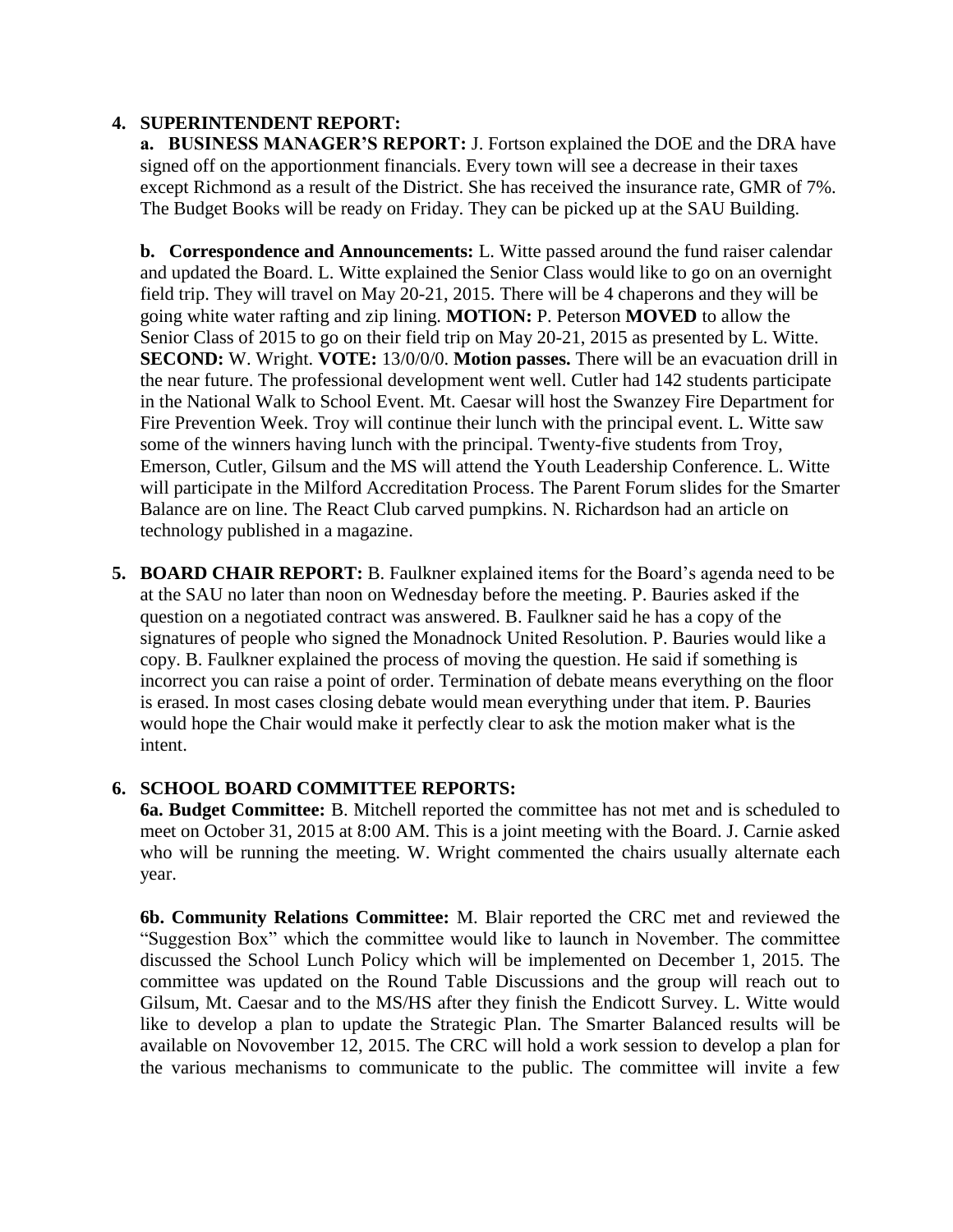**4. SUPERINTENDENT REPORT:**

**a. BUSINESS MANAGER'S REPORT:** J. Fortson explained the DOE and the DRA have signed off on the apportionment financials. Every town will see a decrease in their taxes except Richmond as a result of the District. She has received the insurance rate, GMR of 7%. The Budget Books will be ready on Friday. They can be picked up at the SAU Building.

**b. Correspondence and Announcements:** L. Witte passed around the fund raiser calendar and updated the Board. L. Witte explained the Senior Class would like to go on an overnight field trip. They will travel on May 20-21, 2015. There will be 4 chaperons and they will be going white water rafting and zip lining. **MOTION:** P. Peterson **MOVED** to allow the Senior Class of 2015 to go on their field trip on May 20-21, 2015 as presented by L. Witte. **SECOND:** W. Wright. **VOTE:** 13/0/0/0. **Motion passes.** There will be an evacuation drill in the near future. The professional development went well. Cutler had 142 students participate in the National Walk to School Event. Mt. Caesar will host the Swanzey Fire Department for Fire Prevention Week. Troy will continue their lunch with the principal event. L. Witte saw some of the winners having lunch with the principal. Twenty-five students from Troy, Emerson, Cutler, Gilsum and the MS will attend the Youth Leadership Conference. L. Witte will participate in the Milford Accreditation Process. The Parent Forum slides for the Smarter Balance are on line. The React Club carved pumpkins. N. Richardson had an article on technology published in a magazine.

**5. BOARD CHAIR REPORT:** B. Faulkner explained items for the Board's agenda need to be at the SAU no later than noon on Wednesday before the meeting. P. Bauries asked if the question on a negotiated contract was answered. B. Faulkner said he has a copy of the signatures of people who signed the Monadnock United Resolution. P. Bauries would like a copy. B. Faulkner explained the process of moving the question. He said if something is incorrect you can raise a point of order. Termination of debate means everything on the floor is erased. In most cases closing debate would mean everything under that item. P. Bauries would hope the Chair would make it perfectly clear to ask the motion maker what is the intent.

**6. SCHOOL BOARD COMMITTEE REPORTS:**

**6a. Budget Committee:** B. Mitchell reported the committee has not met and is scheduled to meet on October 31, 2015 at 8:00 AM. This is a joint meeting with the Board. J. Carnie asked who will be running the meeting. W. Wright commented the chairs usually alternate each year.

**6b. Community Relations Committee:** M. Blair reported the CRC met and reviewed the "Suggestion Box" which the committee would like to launch in November. The committee discussed the School Lunch Policy which will be implemented on December 1, 2015. The committee was updated on the Round Table Discussions and the group will reach out to Gilsum, Mt. Caesar and to the MS/HS after they finish the Endicott Survey. L. Witte would like to develop a plan to update the Strategic Plan. The Smarter Balanced results will be available on Novovember 12, 2015. The CRC will hold a work session to develop a plan for the various mechanisms to communicate to the public. The committee will invite a few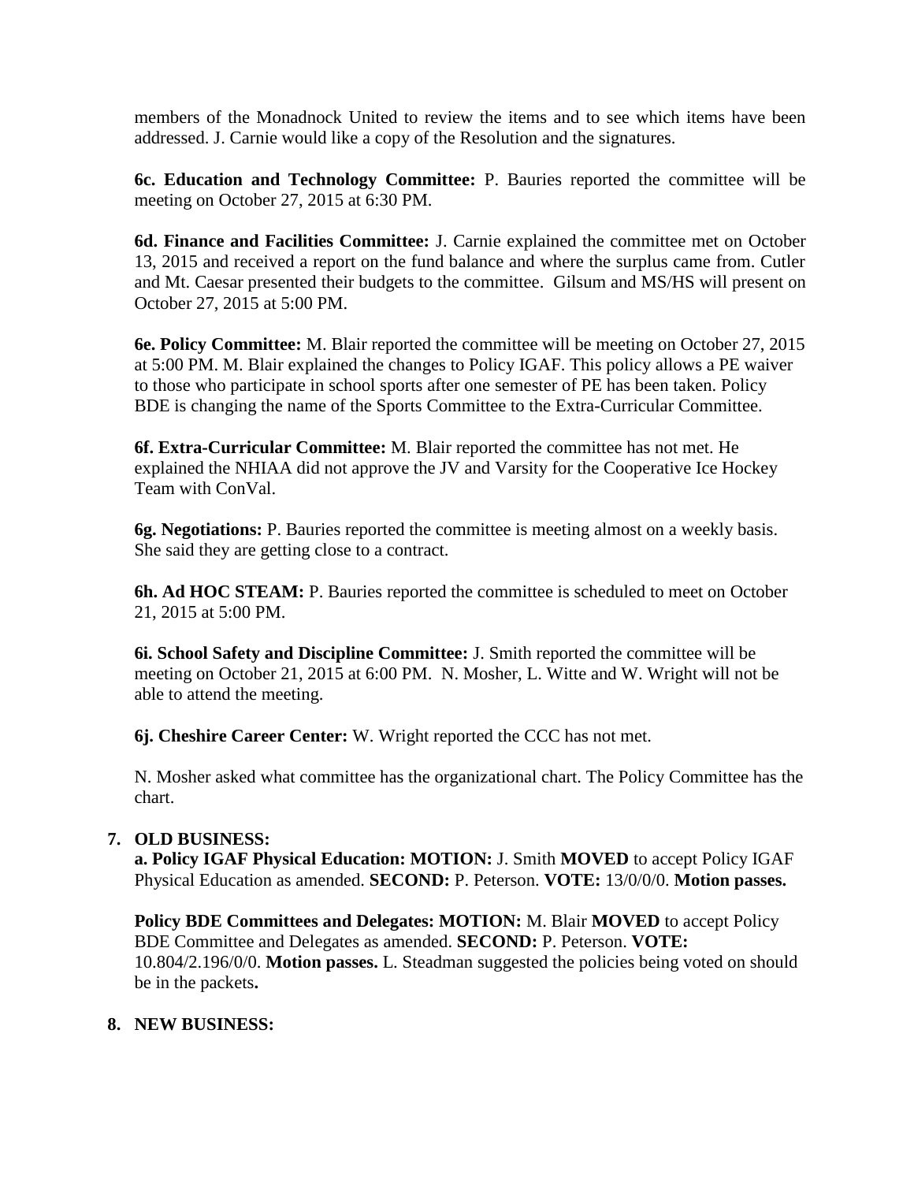members of the Monadnock United to review the items and to see which items have been addressed. J. Carnie would like a copy of the Resolution and the signatures.

**6c. Education and Technology Committee:** P. Bauries reported the committee will be meeting on October 27, 2015 at 6:30 PM.

**6d. Finance and Facilities Committee:** J. Carnie explained the committee met on October 13, 2015 and received a report on the fund balance and where the surplus came from. Cutler and Mt. Caesar presented their budgets to the committee. Gilsum and MS/HS will present on October 27, 2015 at 5:00 PM.

**6e. Policy Committee:** M. Blair reported the committee will be meeting on October 27, 2015 at 5:00 PM. M. Blair explained the changes to Policy IGAF. This policy allows a PE waiver to those who participate in school sports after one semester of PE has been taken. Policy BDE is changing the name of the Sports Committee to the Extra-Curricular Committee.

**6f. Extra-Curricular Committee:** M. Blair reported the committee has not met. He explained the NHIAA did not approve the JV and Varsity for the Cooperative Ice Hockey Team with ConVal.

**6g. Negotiations:** P. Bauries reported the committee is meeting almost on a weekly basis. She said they are getting close to a contract.

**6h. Ad HOC STEAM:** P. Bauries reported the committee is scheduled to meet on October 21, 2015 at 5:00 PM.

**6i. School Safety and Discipline Committee:** J. Smith reported the committee will be meeting on October 21, 2015 at 6:00 PM. N. Mosher, L. Witte and W. Wright will not be able to attend the meeting.

**6j. Cheshire Career Center:** W. Wright reported the CCC has not met.

N. Mosher asked what committee has the organizational chart. The Policy Committee has the chart.

7. **OLD BUSINESS:**

   **a. Policy IGAF Physical Education: MOTION:** J. Smith **MOVED** to accept Policy IGAF Physical Education as amended. **SECOND:** P. Peterson. **VOTE:** 13/0/0/0. **Motion passes.**

   **Policy BDE Committees and Delegates: MOTION:** M. Blair **MOVED** to accept Policy BDE Committee and Delegates as amended. **SECOND:** P. Peterson. **VOTE:** 10.804/2.196/0/0. **Motion passes.** L. Steadman suggested the policies being voted on should be in the packets**.**

8. **NEW BUSINESS:**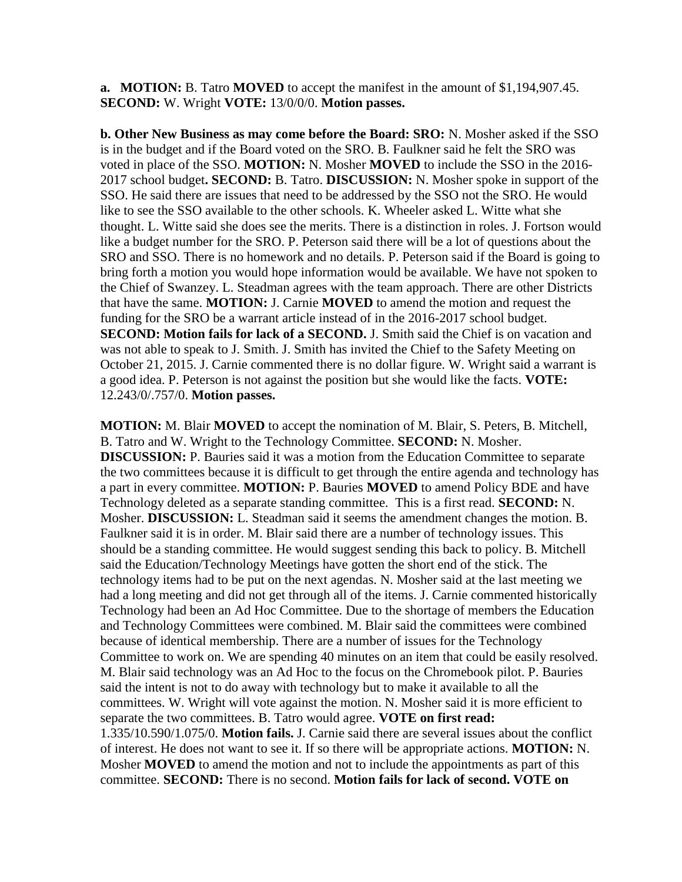**a. MOTION:** B. Tatro **MOVED** to accept the manifest in the amount of $1,194,907.45. **SECOND:** W. Wright **VOTE:** 13/0/0/0. **Motion passes.**

**b. Other New Business as may come before the Board: SRO:** N. Mosher asked if the SSO is in the budget and if the Board voted on the SRO. B. Faulkner said he felt the SRO was voted in place of the SSO. **MOTION:** N. Mosher **MOVED** to include the SSO in the 2016-2017 school budget**. SECOND:** B. Tatro. **DISCUSSION:** N. Mosher spoke in support of the SSO. He said there are issues that need to be addressed by the SSO not the SRO. He would like to see the SSO available to the other schools. K. Wheeler asked L. Witte what she thought. L. Witte said she does see the merits. There is a distinction in roles. J. Fortson would like a budget number for the SRO. P. Peterson said there will be a lot of questions about the SRO and SSO. There is no homework and no details. P. Peterson said if the Board is going to bring forth a motion you would hope information would be available. We have not spoken to the Chief of Swanzey. L. Steadman agrees with the team approach. There are other Districts that have the same. **MOTION:** J. Carnie **MOVED** to amend the motion and request the funding for the SRO be a warrant article instead of in the 2016-2017 school budget. **SECOND: Motion fails for lack of a SECOND.** J. Smith said the Chief is on vacation and was not able to speak to J. Smith. J. Smith has invited the Chief to the Safety Meeting on October 21, 2015. J. Carnie commented there is no dollar figure. W. Wright said a warrant is a good idea. P. Peterson is not against the position but she would like the facts. **VOTE:** 12.243/0/.757/0. **Motion passes.**

**MOTION:** M. Blair **MOVED** to accept the nomination of M. Blair, S. Peters, B. Mitchell, B. Tatro and W. Wright to the Technology Committee. **SECOND:** N. Mosher. **DISCUSSION:** P. Bauries said it was a motion from the Education Committee to separate the two committees because it is difficult to get through the entire agenda and technology has a part in every committee. **MOTION:** P. Bauries **MOVED** to amend Policy BDE and have Technology deleted as a separate standing committee. This is a first read. **SECOND:** N. Mosher. **DISCUSSION:** L. Steadman said it seems the amendment changes the motion. B. Faulkner said it is in order. M. Blair said there are a number of technology issues. This should be a standing committee. He would suggest sending this back to policy. B. Mitchell said the Education/Technology Meetings have gotten the short end of the stick. The technology items had to be put on the next agendas. N. Mosher said at the last meeting we had a long meeting and did not get through all of the items. J. Carnie commented historically Technology had been an Ad Hoc Committee. Due to the shortage of members the Education and Technology Committees were combined. M. Blair said the committees were combined because of identical membership. There are a number of issues for the Technology Committee to work on. We are spending 40 minutes on an item that could be easily resolved. M. Blair said technology was an Ad Hoc to the focus on the Chromebook pilot. P. Bauries said the intent is not to do away with technology but to make it available to all the committees. W. Wright will vote against the motion. N. Mosher said it is more efficient to separate the two committees. B. Tatro would agree. **VOTE on first read:** 1.335/10.590/1.075/0. **Motion fails.** J. Carnie said there are several issues about the conflict of interest. He does not want to see it. If so there will be appropriate actions. **MOTION:** N. Mosher **MOVED** to amend the motion and not to include the appointments as part of this committee. **SECOND:** There is no second. **Motion fails for lack of second. VOTE on**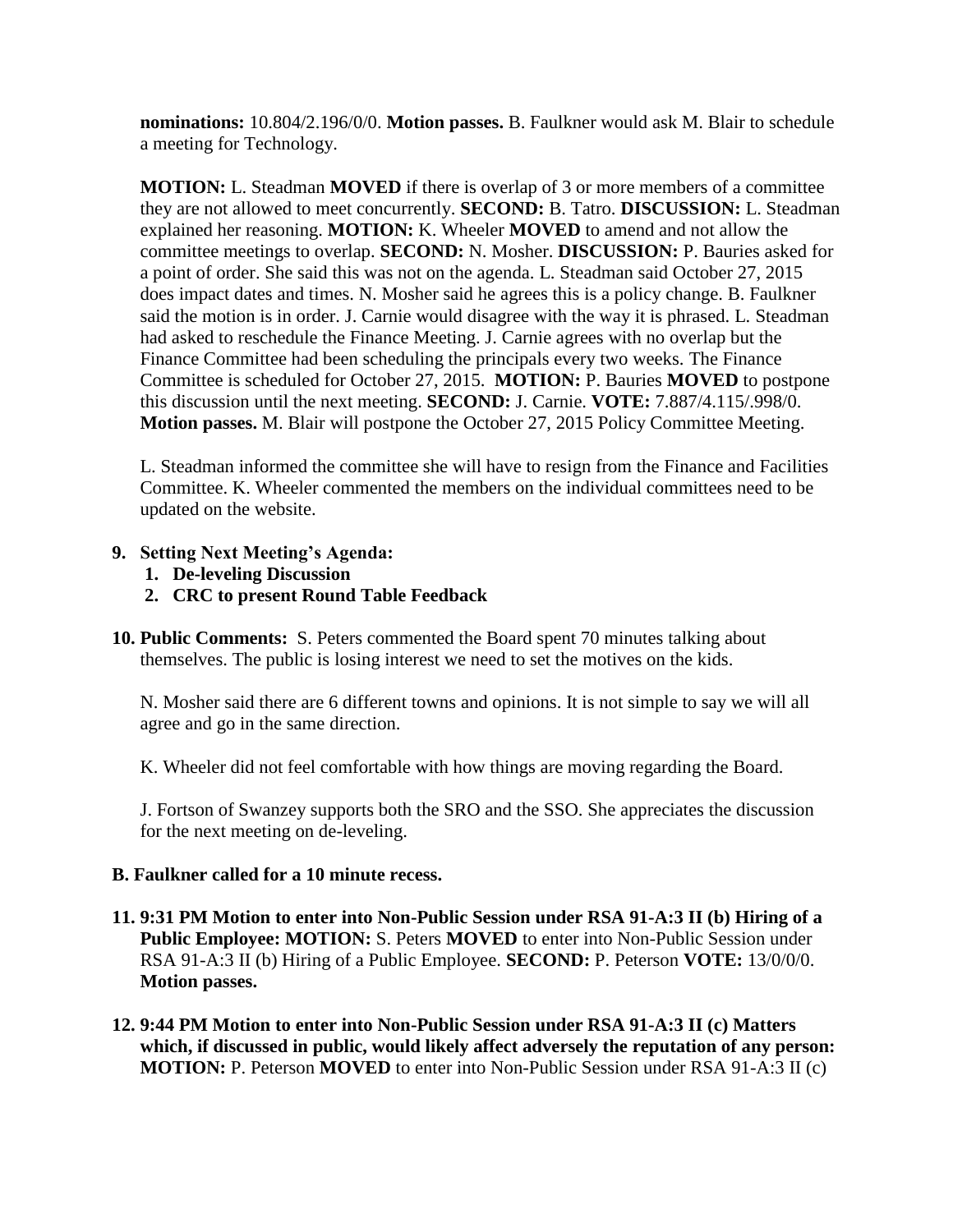**nominations:** 10.804/2.196/0/0. **Motion passes.** B. Faulkner would ask M. Blair to schedule a meeting for Technology.

**MOTION:** L. Steadman **MOVED** if there is overlap of 3 or more members of a committee they are not allowed to meet concurrently. **SECOND:** B. Tatro. **DISCUSSION:** L. Steadman explained her reasoning. **MOTION:** K. Wheeler **MOVED** to amend and not allow the committee meetings to overlap. **SECOND:** N. Mosher. **DISCUSSION:** P. Bauries asked for a point of order. She said this was not on the agenda. L. Steadman said October 27, 2015 does impact dates and times. N. Mosher said he agrees this is a policy change. B. Faulkner said the motion is in order. J. Carnie would disagree with the way it is phrased. L. Steadman had asked to reschedule the Finance Meeting. J. Carnie agrees with no overlap but the Finance Committee had been scheduling the principals every two weeks. The Finance Committee is scheduled for October 27, 2015. **MOTION:** P. Bauries **MOVED** to postpone this discussion until the next meeting. **SECOND:** J. Carnie. **VOTE:** 7.887/4.115/.998/0. **Motion passes.** M. Blair will postpone the October 27, 2015 Policy Committee Meeting.

L. Steadman informed the committee she will have to resign from the Finance and Facilities Committee. K. Wheeler commented the members on the individual committees need to be updated on the website.

9. **Setting Next Meeting's Agenda:**
   1. **De-leveling Discussion**
   2. **CRC to present Round Table Feedback**

10. **Public Comments:** S. Peters commented the Board spent 70 minutes talking about themselves. The public is losing interest we need to set the motives on the kids.

    N. Mosher said there are 6 different towns and opinions. It is not simple to say we will all agree and go in the same direction.

    K. Wheeler did not feel comfortable with how things are moving regarding the Board.

    J. Fortson of Swanzey supports both the SRO and the SSO. She appreciates the discussion for the next meeting on de-leveling.

**B. Faulkner called for a 10 minute recess.**

11. **9:31 PM Motion to enter into Non-Public Session under RSA 91-A:3 II (b) Hiring of a Public Employee: MOTION:** S. Peters **MOVED** to enter into Non-Public Session under RSA 91-A:3 II (b) Hiring of a Public Employee. **SECOND:** P. Peterson **VOTE:** 13/0/0/0. **Motion passes.**

12. **9:44 PM Motion to enter into Non-Public Session under RSA 91-A:3 II (c) Matters which, if discussed in public, would likely affect adversely the reputation of any person: MOTION:** P. Peterson **MOVED** to enter into Non-Public Session under RSA 91-A:3 II (c)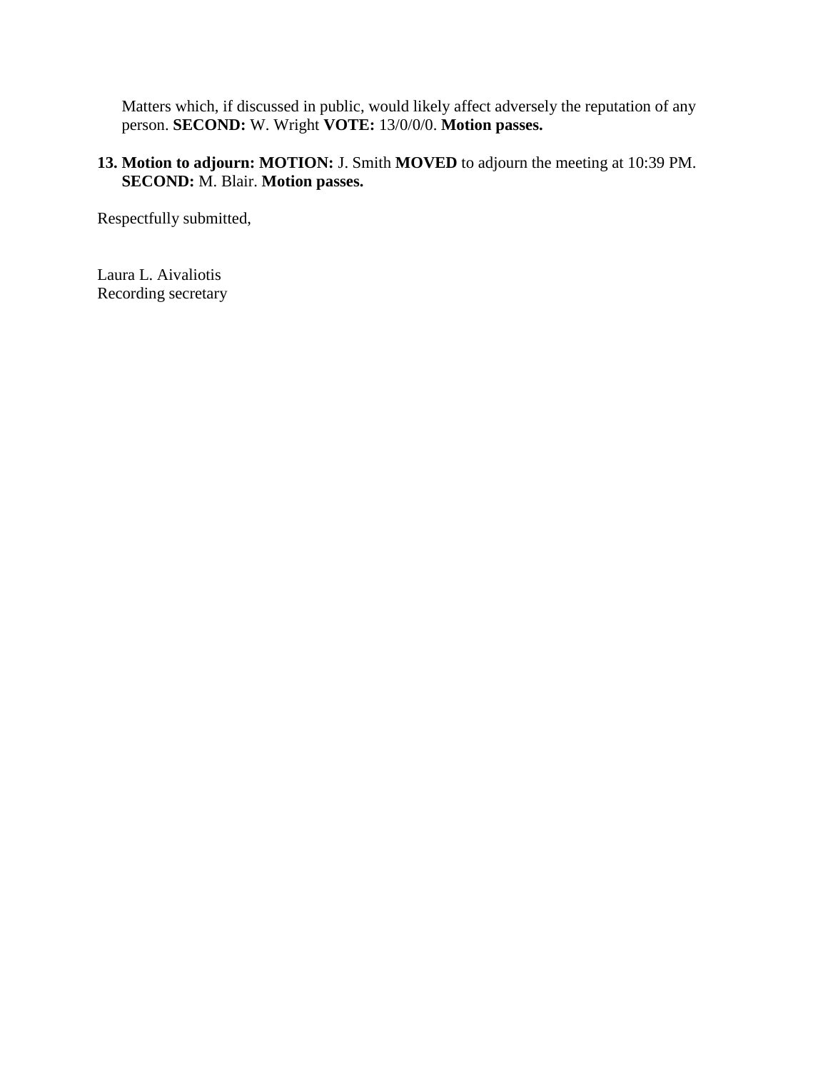Matters which, if discussed in public, would likely affect adversely the reputation of any person. **SECOND:** W. Wright **VOTE:** 13/0/0/0. **Motion passes.**

13. **Motion to adjourn: MOTION:** J. Smith **MOVED** to adjourn the meeting at 10:39 PM. **SECOND:** M. Blair. **Motion passes.**

Respectfully submitted,

Laura L. Aivaliotis
Recording secretary